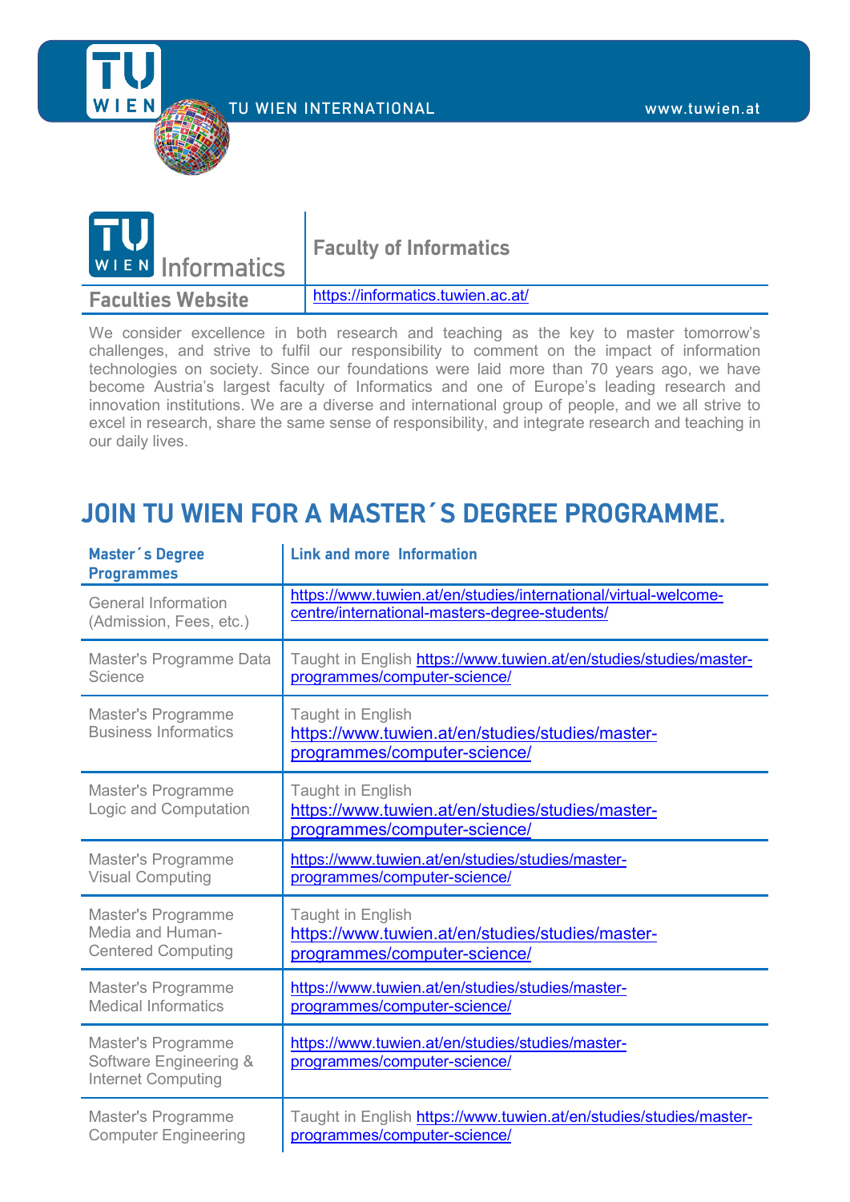TU WIEN INTERNATIONAL

www.tuwien.at

| TU WIEN Informatics | Faculty of Informatics |
|---|---|
| Faculties Website | https://informatics.tuwien.ac.at/ |

We consider excellence in both research and teaching as the key to master tomorrow's challenges, and strive to fulfil our responsibility to comment on the impact of information technologies on society. Since our foundations were laid more than 70 years ago, we have become Austria's largest faculty of Informatics and one of Europe's leading research and innovation institutions. We are a diverse and international group of people, and we all strive to excel in research, share the same sense of responsibility, and integrate research and teaching in our daily lives.

## JOIN TU WIEN FOR A MASTER´S DEGREE PROGRAMME.

| Master´s Degree Programmes | Link and more Information |
|---|---|
| General Information (Admission, Fees, etc.) | https://www.tuwien.at/en/studies/international/virtual-welcome-centre/international-masters-degree-students/ |
| Master's Programme Data Science | Taught in English https://www.tuwien.at/en/studies/studies/master-programmes/computer-science/ |
| Master's Programme Business Informatics | Taught in English https://www.tuwien.at/en/studies/studies/master-programmes/computer-science/ |
| Master's Programme Logic and Computation | Taught in English https://www.tuwien.at/en/studies/studies/master-programmes/computer-science/ |
| Master's Programme Visual Computing | https://www.tuwien.at/en/studies/studies/master-programmes/computer-science/ |
| Master's Programme Media and Human-Centered Computing | Taught in English https://www.tuwien.at/en/studies/studies/master-programmes/computer-science/ |
| Master's Programme Medical Informatics | https://www.tuwien.at/en/studies/studies/master-programmes/computer-science/ |
| Master's Programme Software Engineering & Internet Computing | https://www.tuwien.at/en/studies/studies/master-programmes/computer-science/ |
| Master's Programme Computer Engineering | Taught in English https://www.tuwien.at/en/studies/studies/master-programmes/computer-science/ |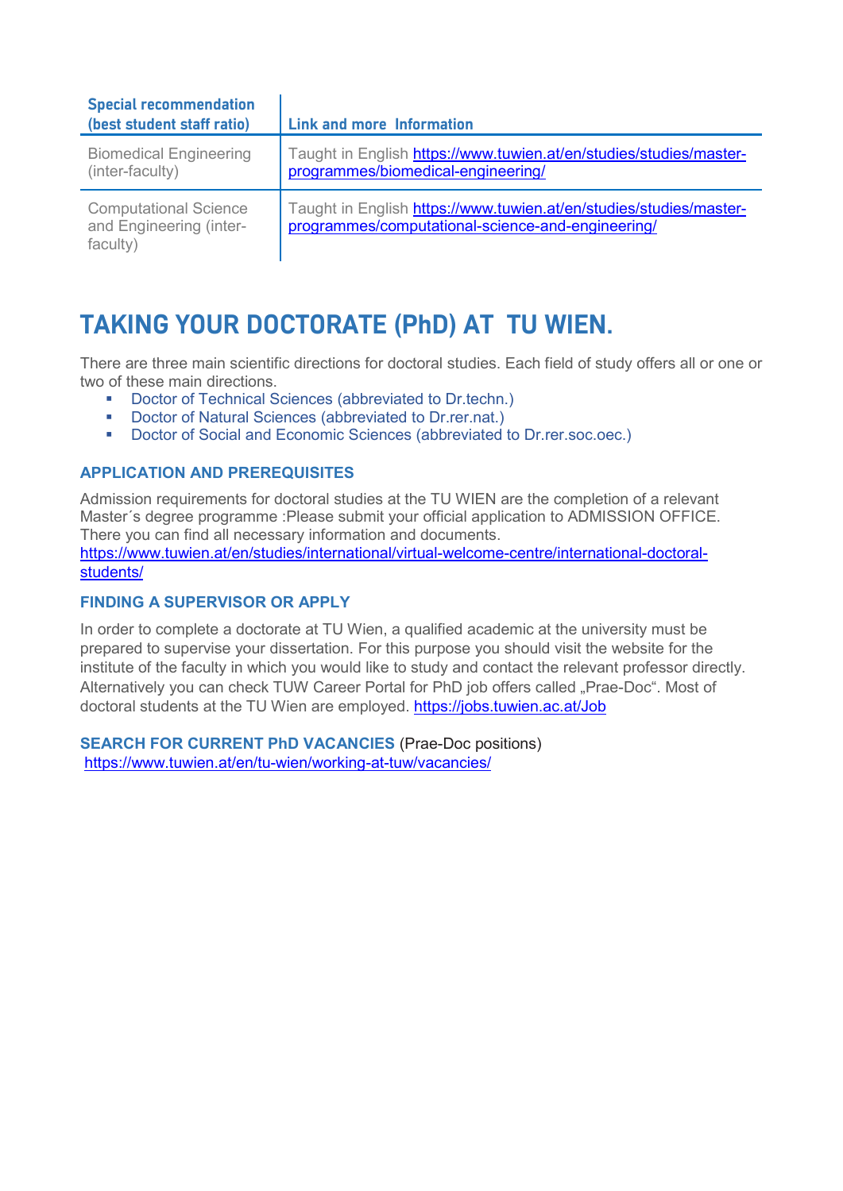| Special recommendation (best student staff ratio) | Link and more  Information |
|---|---|
| Biomedical Engineering (inter-faculty) | Taught in English https://www.tuwien.at/en/studies/studies/master-programmes/biomedical-engineering/ |
| Computational Science and Engineering (inter-faculty) | Taught in English https://www.tuwien.at/en/studies/studies/master-programmes/computational-science-and-engineering/ |

# TAKING YOUR DOCTORATE (PhD) AT  TU WIEN.

There are three main scientific directions for doctoral studies. Each field of study offers all or one or two of these main directions.

- Doctor of Technical Sciences (abbreviated to Dr.techn.)
- Doctor of Natural Sciences (abbreviated to Dr.rer.nat.)
- Doctor of Social and Economic Sciences (abbreviated to Dr.rer.soc.oec.)

### APPLICATION AND PREREQUISITES

Admission requirements for doctoral studies at the TU WIEN are the completion of a relevant Master´s degree programme :Please submit your official application to ADMISSION OFFICE. There you can find all necessary information and documents.
https://www.tuwien.at/en/studies/international/virtual-welcome-centre/international-doctoral-students/

### FINDING A SUPERVISOR OR APPLY

In order to complete a doctorate at TU Wien, a qualified academic at the university must be prepared to supervise your dissertation. For this purpose you should visit the website for the institute of the faculty in which you would like to study and contact the relevant professor directly. Alternatively you can check TUW Career Portal for PhD job offers called „Prae-Doc“. Most of doctoral students at the TU Wien are employed. https://jobs.tuwien.ac.at/Job

**SEARCH FOR CURRENT PhD VACANCIES** (Prae-Doc positions)
https://www.tuwien.at/en/tu-wien/working-at-tuw/vacancies/